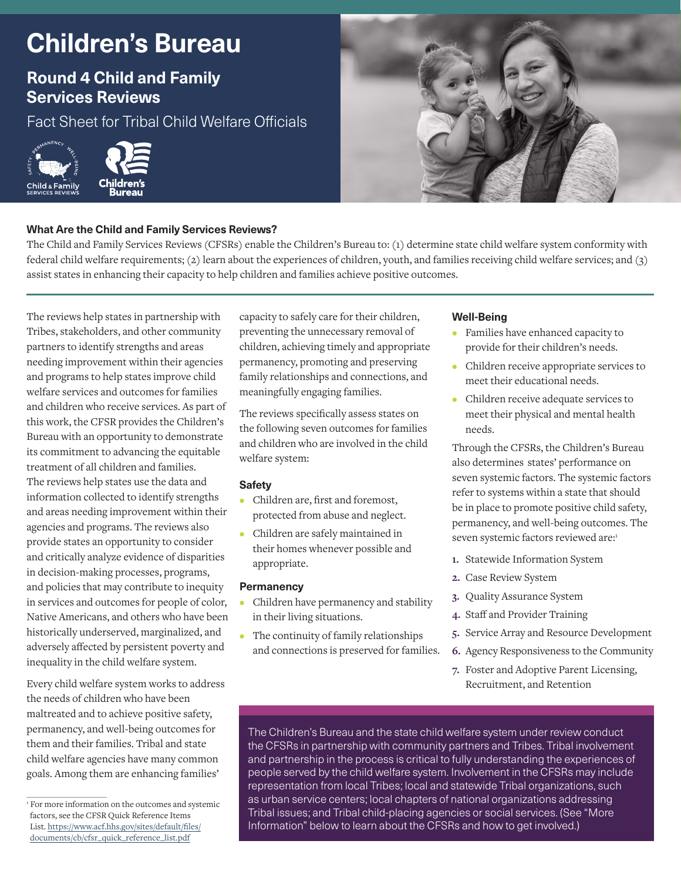# Children's Bureau

## Round 4 Child and Family Services Reviews

Fact Sheet for Tribal Child Welfare Officials

### What Are the Child and Family Services Reviews?

The Child and Family Services Reviews (CFSRs) enable the Children's Bureau to: (1) determine state child welfare system conformity with federal child welfare requirements; (2) learn about the experiences of children, youth, and families receiving child welfare services; and (3) assist states in enhancing their capacity to help children and families achieve positive outcomes.

The reviews help states in partnership with Tribes, stakeholders, and other community partners to identify strengths and areas needing improvement within their agencies and programs to help states improve child welfare services and outcomes for families and children who receive services. As part of this work, the CFSR provides the Children's Bureau with an opportunity to demonstrate its commitment to advancing the equitable treatment of all children and families. The reviews help states use the data and information collected to identify strengths and areas needing improvement within their agencies and programs. The reviews also provide states an opportunity to consider and critically analyze evidence of disparities in decision-making processes, programs, and policies that may contribute to inequity in services and outcomes for people of color, Native Americans, and others who have been historically underserved, marginalized, and adversely affected by persistent poverty and inequality in the child welfare system.

Every child welfare system works to address the needs of children who have been maltreated and to achieve positive safety, permanency, and well-being outcomes for them and their families. Tribal and state child welfare agencies have many common goals. Among them are enhancing families' capacity to safely care for their children, preventing the unnecessary removal of children, achieving timely and appropriate permanency, promoting and preserving family relationships and connections, and meaningfully engaging families.

The reviews specifically assess states on the following seven outcomes for families and children who are involved in the child welfare system:

#### Safety

- Children are, first and foremost, protected from abuse and neglect.
- Children are safely maintained in their homes whenever possible and appropriate.

#### Permanency

- Children have permanency and stability in their living situations.
- The continuity of family relationships and connections is preserved for families.

#### Well-Being

- Families have enhanced capacity to provide for their children's needs.
- Children receive appropriate services to meet their educational needs.
- Children receive adequate services to meet their physical and mental health needs.

Through the CFSRs, the Children's Bureau also determines states' performance on seven systemic factors. The systemic factors refer to systems within a state that should be in place to promote positive child safety, permanency, and well-being outcomes. The seven systemic factors reviewed are:[1]

1. Statewide Information System
2. Case Review System
3. Quality Assurance System
4. Staff and Provider Training
5. Service Array and Resource Development
6. Agency Responsiveness to the Community
7. Foster and Adoptive Parent Licensing, Recruitment, and Retention

The Children's Bureau and the state child welfare system under review conduct the CFSRs in partnership with community partners and Tribes. Tribal involvement and partnership in the process is critical to fully understanding the experiences of people served by the child welfare system. Involvement in the CFSRs may include representation from local Tribes; local and statewide Tribal organizations, such as urban service centers; local chapters of national organizations addressing Tribal issues; and Tribal child-placing agencies or social services. (See "More Information" below to learn about the CFSRs and how to get involved.)

---

[1] For more information on the outcomes and systemic factors, see the CFSR Quick Reference Items List. https://www.acf.hhs.gov/sites/default/files/documents/cb/cfsr_quick_reference_list.pdf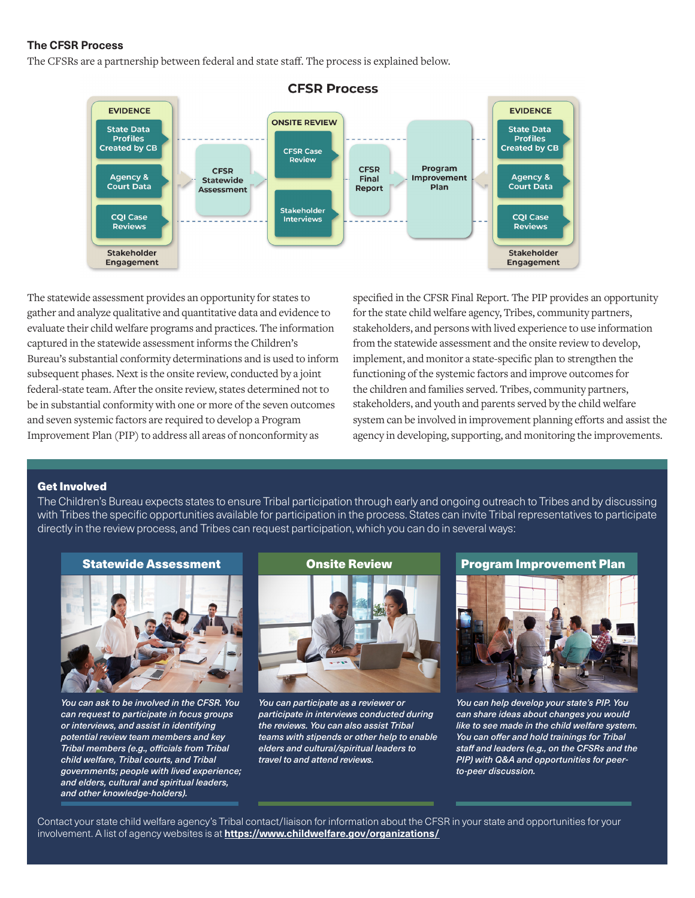### The CFSR Process

The CFSRs are a partnership between federal and state staff. The process is explained below.

**CFSR Process**

- **EVIDENCE**: State Data Profiles Created by CB; Agency & Court Data; CQI Case Reviews; Stakeholder Engagement
- **CFSR Statewide Assessment**
- **ONSITE REVIEW**: CFSR Case Review; Stakeholder Interviews
- **CFSR Final Report**
- **Program Improvement Plan**
- **EVIDENCE**: State Data Profiles Created by CB; Agency & Court Data; CQI Case Reviews; Stakeholder Engagement

The statewide assessment provides an opportunity for states to gather and analyze qualitative and quantitative data and evidence to evaluate their child welfare programs and practices. The information captured in the statewide assessment informs the Children's Bureau's substantial conformity determinations and is used to inform subsequent phases. Next is the onsite review, conducted by a joint federal-state team. After the onsite review, states determined not to be in substantial conformity with one or more of the seven outcomes and seven systemic factors are required to develop a Program Improvement Plan (PIP) to address all areas of nonconformity as specified in the CFSR Final Report. The PIP provides an opportunity for the state child welfare agency, Tribes, community partners, stakeholders, and persons with lived experience to use information from the statewide assessment and the onsite review to develop, implement, and monitor a state-specific plan to strengthen the functioning of the systemic factors and improve outcomes for the children and families served. Tribes, community partners, stakeholders, and youth and parents served by the child welfare system can be involved in improvement planning efforts and assist the agency in developing, supporting, and monitoring the improvements.

### Get Involved

The Children's Bureau expects states to ensure Tribal participation through early and ongoing outreach to Tribes and by discussing with Tribes the specific opportunities available for participation in the process. States can invite Tribal representatives to participate directly in the review process, and Tribes can request participation, which you can do in several ways:

#### Statewide Assessment

*You can ask to be involved in the CFSR. You can request to participate in focus groups or interviews, and assist in identifying potential review team members and key Tribal members (e.g., officials from Tribal child welfare, Tribal courts, and Tribal governments; people with lived experience; and elders, cultural and spiritual leaders, and other knowledge-holders).*

#### Onsite Review

*You can participate as a reviewer or participate in interviews conducted during the reviews. You can also assist Tribal teams with stipends or other help to enable elders and cultural/spiritual leaders to travel to and attend reviews.*

#### Program Improvement Plan

*You can help develop your state's PIP. You can share ideas about changes you would like to see made in the child welfare system. You can offer and hold trainings for Tribal staff and leaders (e.g., on the CFSRs and the PIP) with Q&A and opportunities for peer-to-peer discussion.*

Contact your state child welfare agency's Tribal contact/liaison for information about the CFSR in your state and opportunities for your involvement. A list of agency websites is at **https://www.childwelfare.gov/organizations/**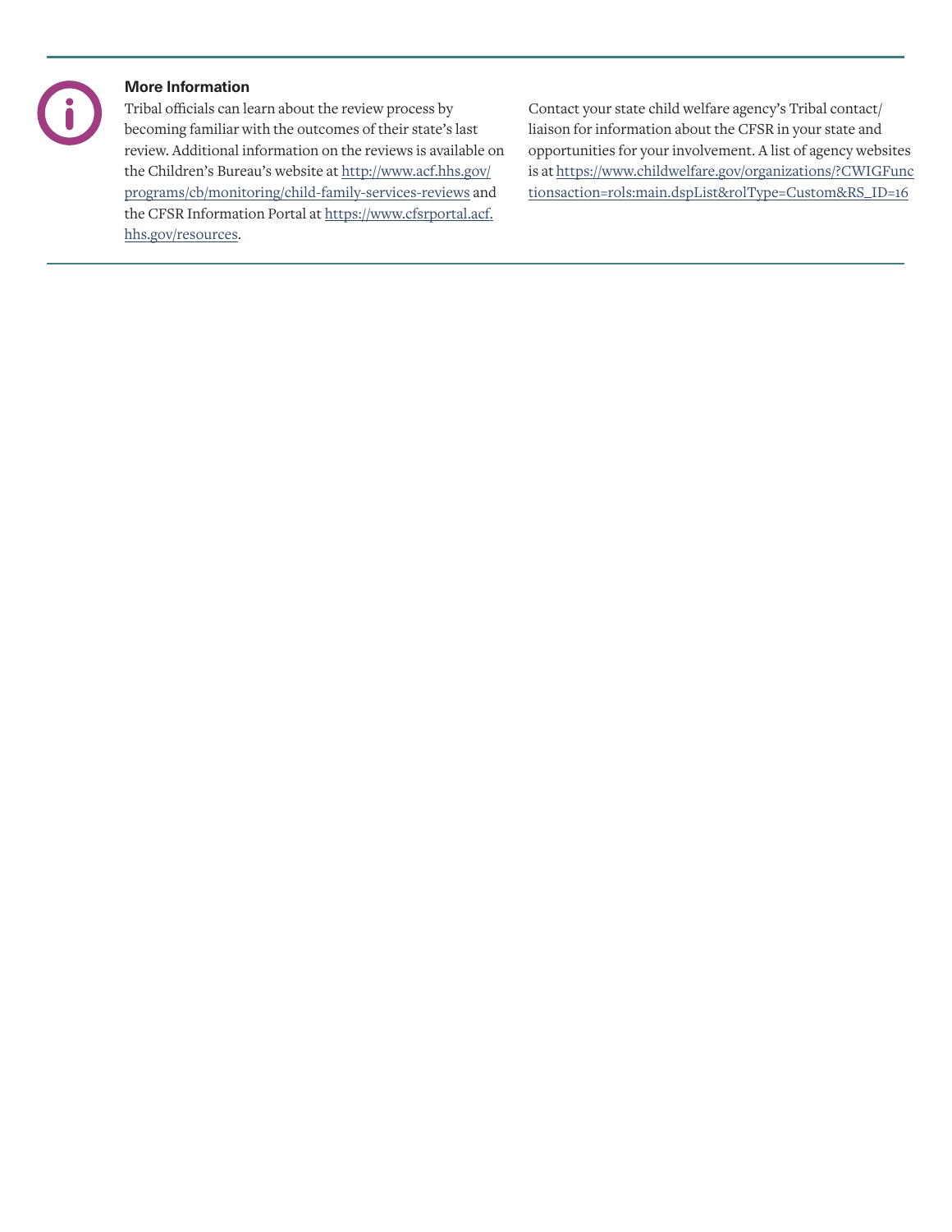### More Information

Tribal officials can learn about the review process by becoming familiar with the outcomes of their state's last review. Additional information on the reviews is available on the Children's Bureau's website at http://www.acf.hhs.gov/programs/cb/monitoring/child-family-services-reviews and the CFSR Information Portal at https://www.cfsrportal.acf.hhs.gov/resources.

Contact your state child welfare agency's Tribal contact/liaison for information about the CFSR in your state and opportunities for your involvement. A list of agency websites is at https://www.childwelfare.gov/organizations/?CWIGFunctionsaction=rols:main.dspList&rolType=Custom&RS_ID=16